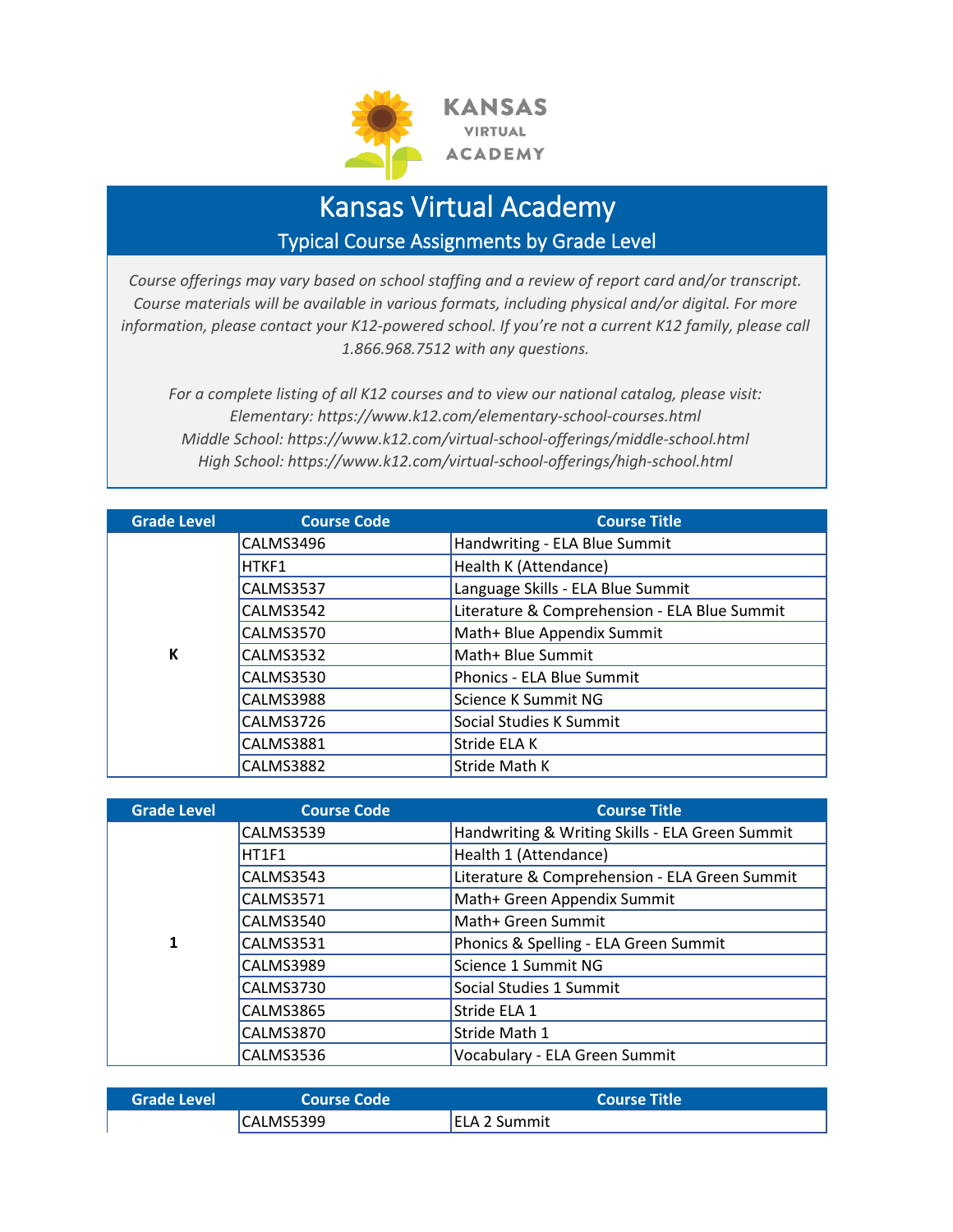# Kansas Virtual Academy

## Typical Course Assignments by Grade Level

*Course offerings may vary based on school staffing and a review of report card and/or transcript. Course materials will be available in various formats, including physical and/or digital. For more information, please contact your K12-powered school. If you're not a current K12 family, please call 1.866.968.7512 with any questions.*

*For a complete listing of all K12 courses and to view our national catalog, please visit:*
*Elementary: https://www.k12.com/elementary-school-courses.html*
*Middle School: https://www.k12.com/virtual-school-offerings/middle-school.html*
*High School: https://www.k12.com/virtual-school-offerings/high-school.html*

| Grade Level | Course Code | Course Title |
|---|---|---|
| **K** | CALMS3496 | Handwriting - ELA Blue Summit |
| | HTKF1 | Health K (Attendance) |
| | CALMS3537 | Language Skills - ELA Blue Summit |
| | CALMS3542 | Literature & Comprehension - ELA Blue Summit |
| | CALMS3570 | Math+ Blue Appendix Summit |
| | CALMS3532 | Math+ Blue Summit |
| | CALMS3530 | Phonics - ELA Blue Summit |
| | CALMS3988 | Science K Summit NG |
| | CALMS3726 | Social Studies K Summit |
| | CALMS3881 | Stride ELA K |
| | CALMS3882 | Stride Math K |

| Grade Level | Course Code | Course Title |
|---|---|---|
| **1** | CALMS3539 | Handwriting & Writing Skills - ELA Green Summit |
| | HT1F1 | Health 1 (Attendance) |
| | CALMS3543 | Literature & Comprehension - ELA Green Summit |
| | CALMS3571 | Math+ Green Appendix Summit |
| | CALMS3540 | Math+ Green Summit |
| | CALMS3531 | Phonics & Spelling - ELA Green Summit |
| | CALMS3989 | Science 1 Summit NG |
| | CALMS3730 | Social Studies 1 Summit |
| | CALMS3865 | Stride ELA 1 |
| | CALMS3870 | Stride Math 1 |
| | CALMS3536 | Vocabulary - ELA Green Summit |

| Grade Level | Course Code | Course Title |
|---|---|---|
| | CALMS5399 | ELA 2 Summit |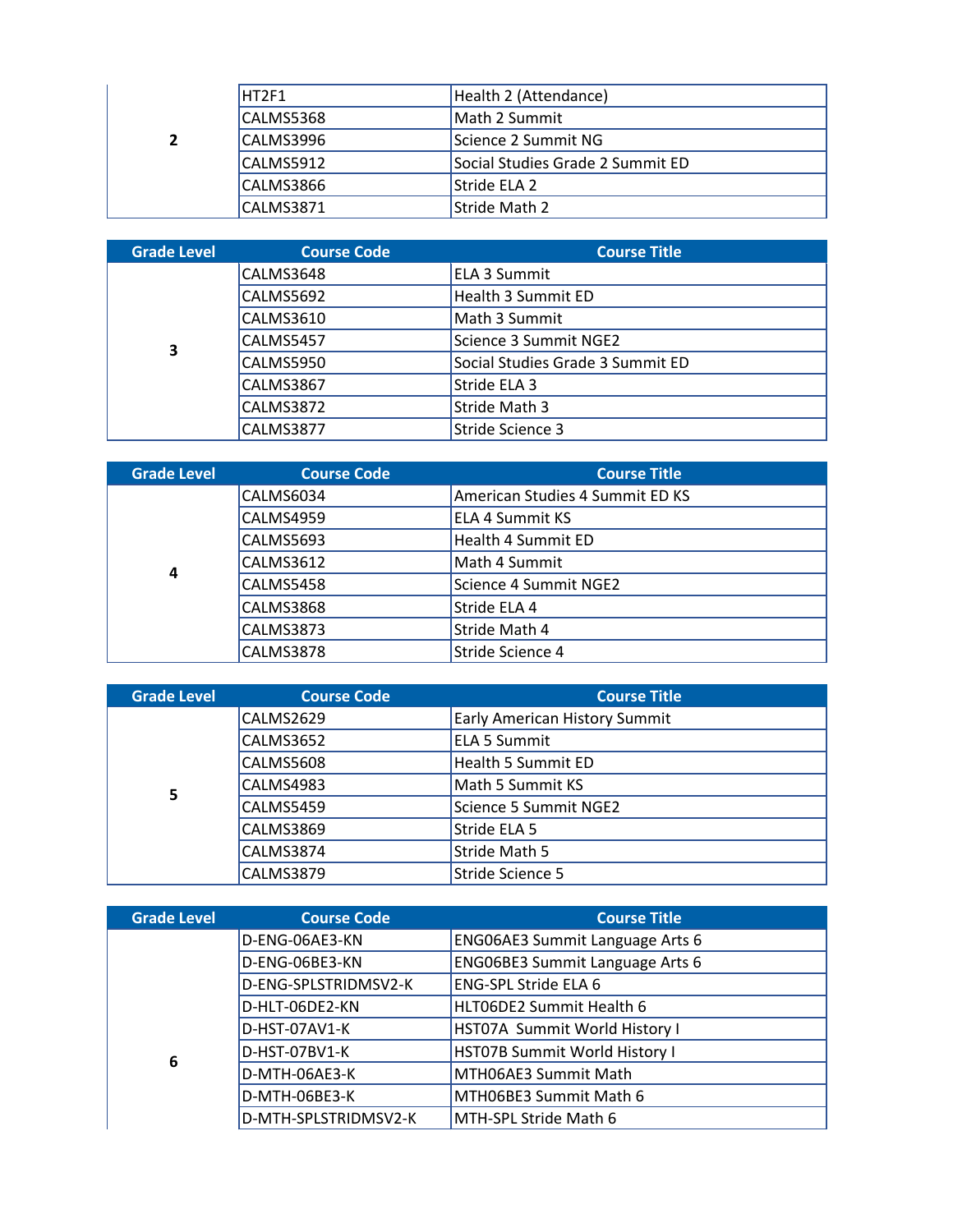| Grade Level | Course Code | Course Title |
|---|---|---|
| 2 | HT2F1 | Health 2 (Attendance) |
| | CALMS5368 | Math 2 Summit |
| | CALMS3996 | Science 2 Summit NG |
| | CALMS5912 | Social Studies Grade 2 Summit ED |
| | CALMS3866 | Stride ELA 2 |
| | CALMS3871 | Stride Math 2 |

| Grade Level | Course Code | Course Title |
|---|---|---|
| 3 | CALMS3648 | ELA 3 Summit |
| | CALMS5692 | Health 3 Summit ED |
| | CALMS3610 | Math 3 Summit |
| | CALMS5457 | Science 3 Summit NGE2 |
| | CALMS5950 | Social Studies Grade 3 Summit ED |
| | CALMS3867 | Stride ELA 3 |
| | CALMS3872 | Stride Math 3 |
| | CALMS3877 | Stride Science 3 |

| Grade Level | Course Code | Course Title |
|---|---|---|
| 4 | CALMS6034 | American Studies 4 Summit ED KS |
| | CALMS4959 | ELA 4 Summit KS |
| | CALMS5693 | Health 4 Summit ED |
| | CALMS3612 | Math 4 Summit |
| | CALMS5458 | Science 4 Summit NGE2 |
| | CALMS3868 | Stride ELA 4 |
| | CALMS3873 | Stride Math 4 |
| | CALMS3878 | Stride Science 4 |

| Grade Level | Course Code | Course Title |
|---|---|---|
| 5 | CALMS2629 | Early American History Summit |
| | CALMS3652 | ELA 5 Summit |
| | CALMS5608 | Health 5 Summit ED |
| | CALMS4983 | Math 5 Summit KS |
| | CALMS5459 | Science 5 Summit NGE2 |
| | CALMS3869 | Stride ELA 5 |
| | CALMS3874 | Stride Math 5 |
| | CALMS3879 | Stride Science 5 |

| Grade Level | Course Code | Course Title |
|---|---|---|
| 6 | D-ENG-06AE3-KN | ENG06AE3 Summit Language Arts 6 |
| | D-ENG-06BE3-KN | ENG06BE3 Summit Language Arts 6 |
| | D-ENG-SPLSTRIDMSV2-K | ENG-SPL Stride ELA 6 |
| | D-HLT-06DE2-KN | HLT06DE2 Summit Health 6 |
| | D-HST-07AV1-K | HST07A Summit World History I |
| | D-HST-07BV1-K | HST07B Summit World History I |
| | D-MTH-06AE3-K | MTH06AE3 Summit Math |
| | D-MTH-06BE3-K | MTH06BE3 Summit Math 6 |
| | D-MTH-SPLSTRIDMSV2-K | MTH-SPL Stride Math 6 |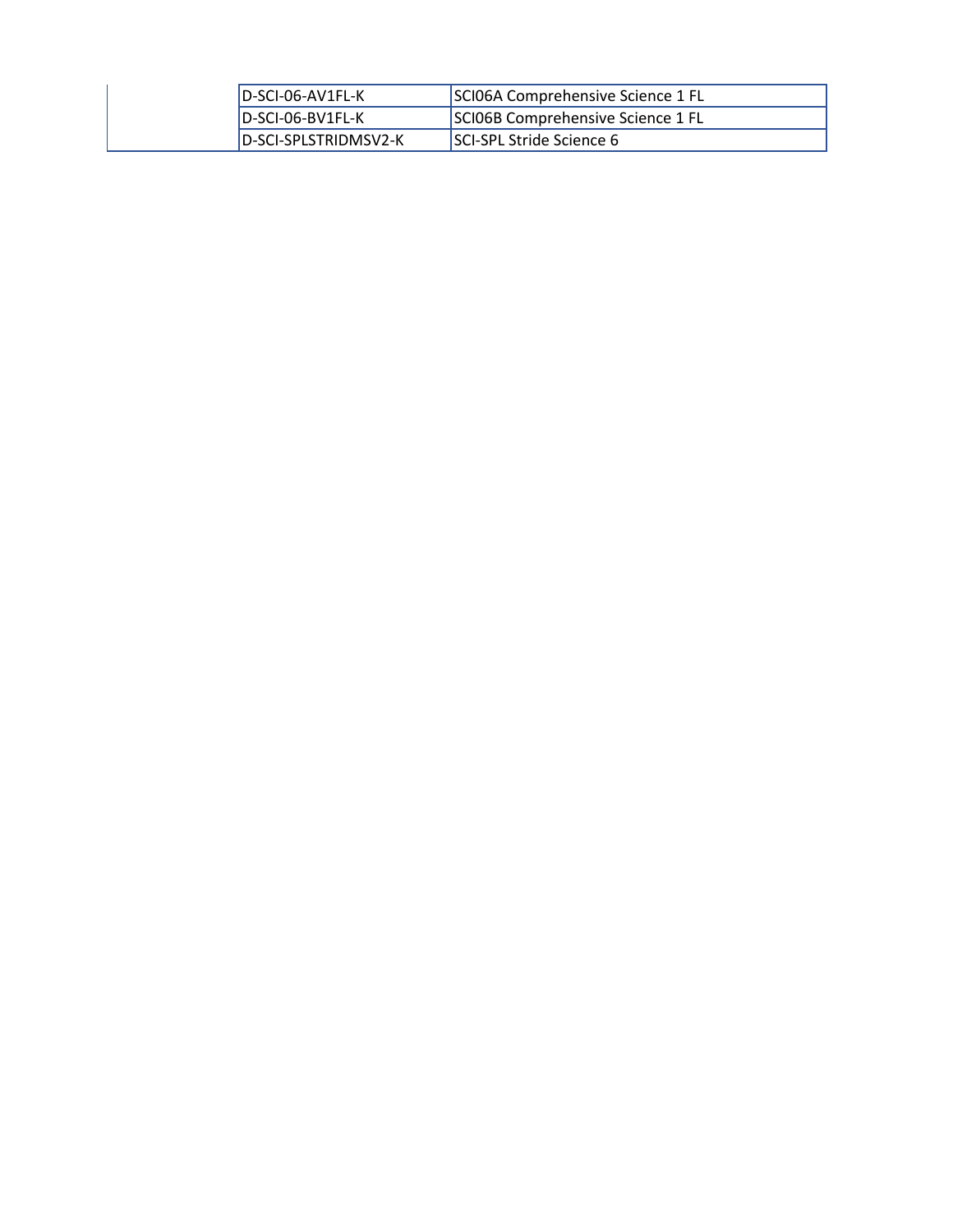| | | |
|---|---|---|
| | D-SCI-06-AV1FL-K | SCI06A Comprehensive Science 1 FL |
| | D-SCI-06-BV1FL-K | SCI06B Comprehensive Science 1 FL |
| | D-SCI-SPLSTRIDMSV2-K | SCI-SPL Stride Science 6 |